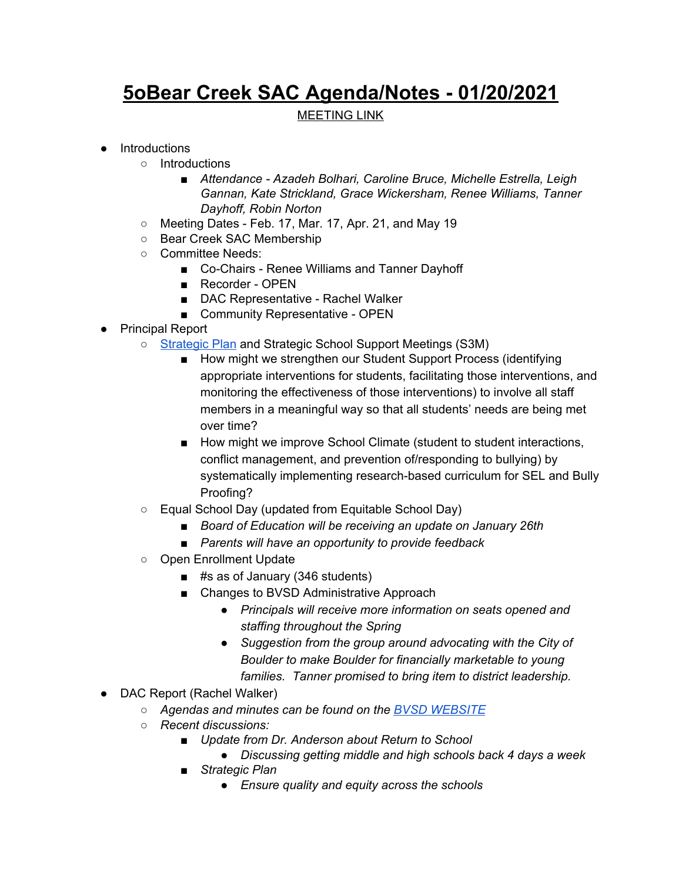# 5oBear Creek SAC Agenda/Notes - 01/20/2021

MEETING LINK

- Introductions
  - Introductions
    - *Attendance - Azadeh Bolhari, Caroline Bruce, Michelle Estrella, Leigh Gannan, Kate Strickland, Grace Wickersham, Renee Williams, Tanner Dayhoff, Robin Norton*
  - Meeting Dates - Feb. 17, Mar. 17, Apr. 21, and May 19
  - Bear Creek SAC Membership
  - Committee Needs:
    - Co-Chairs - Renee Williams and Tanner Dayhoff
    - Recorder - OPEN
    - DAC Representative - Rachel Walker
    - Community Representative - OPEN
- Principal Report
  - Strategic Plan and Strategic School Support Meetings (S3M)
    - How might we strengthen our Student Support Process (identifying appropriate interventions for students, facilitating those interventions, and monitoring the effectiveness of those interventions) to involve all staff members in a meaningful way so that all students' needs are being met over time?
    - How might we improve School Climate (student to student interactions, conflict management, and prevention of/responding to bullying) by systematically implementing research-based curriculum for SEL and Bully Proofing?
  - Equal School Day (updated from Equitable School Day)
    - *Board of Education will be receiving an update on January 26th*
    - *Parents will have an opportunity to provide feedback*
  - Open Enrollment Update
    - #s as of January (346 students)
    - Changes to BVSD Administrative Approach
      - *Principals will receive more information on seats opened and staffing throughout the Spring*
      - *Suggestion from the group around advocating with the City of Boulder to make Boulder for financially marketable to young families. Tanner promised to bring item to district leadership.*
- DAC Report (Rachel Walker)
  - *Agendas and minutes can be found on the BVSD WEBSITE*
  - *Recent discussions:*
    - *Update from Dr. Anderson about Return to School*
      - *Discussing getting middle and high schools back 4 days a week*
    - *Strategic Plan*
      - *Ensure quality and equity across the schools*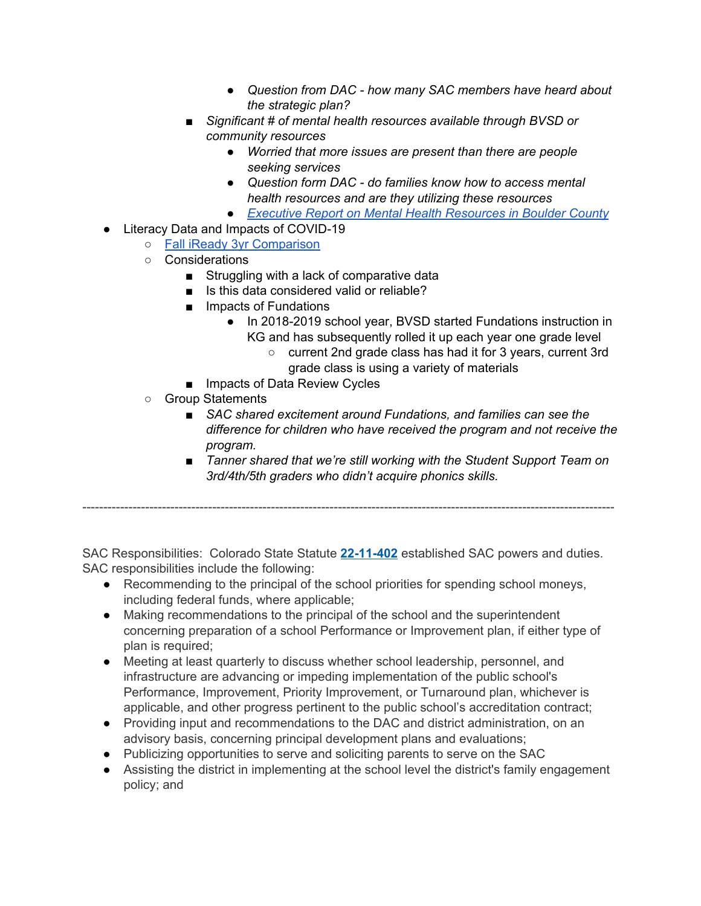- *Question from DAC - how many SAC members have heard about the strategic plan?*
        - *Significant # of mental health resources available through BVSD or community resources*
            - *Worried that more issues are present than there are people seeking services*
            - *Question form DAC - do families know how to access mental health resources and are they utilizing these resources*
            - *[Executive Report on Mental Health Resources in Boulder County]()*
- Literacy Data and Impacts of COVID-19
    - [Fall iReady 3yr Comparison]()
    - Considerations
        - Struggling with a lack of comparative data
        - Is this data considered valid or reliable?
        - Impacts of Fundations
            - In 2018-2019 school year, BVSD started Fundations instruction in KG and has subsequently rolled it up each year one grade level
                - current 2nd grade class has had it for 3 years, current 3rd grade class is using a variety of materials
        - Impacts of Data Review Cycles
    - Group Statements
        - *SAC shared excitement around Fundations, and families can see the difference for children who have received the program and not receive the program.*
        - *Tanner shared that we're still working with the Student Support Team on 3rd/4th/5th graders who didn't acquire phonics skills.*

---

SAC Responsibilities: Colorado State Statute **[22-11-402]()** established SAC powers and duties. SAC responsibilities include the following:

- Recommending to the principal of the school priorities for spending school moneys, including federal funds, where applicable;
- Making recommendations to the principal of the school and the superintendent concerning preparation of a school Performance or Improvement plan, if either type of plan is required;
- Meeting at least quarterly to discuss whether school leadership, personnel, and infrastructure are advancing or impeding implementation of the public school's Performance, Improvement, Priority Improvement, or Turnaround plan, whichever is applicable, and other progress pertinent to the public school's accreditation contract;
- Providing input and recommendations to the DAC and district administration, on an advisory basis, concerning principal development plans and evaluations;
- Publicizing opportunities to serve and soliciting parents to serve on the SAC
- Assisting the district in implementing at the school level the district's family engagement policy; and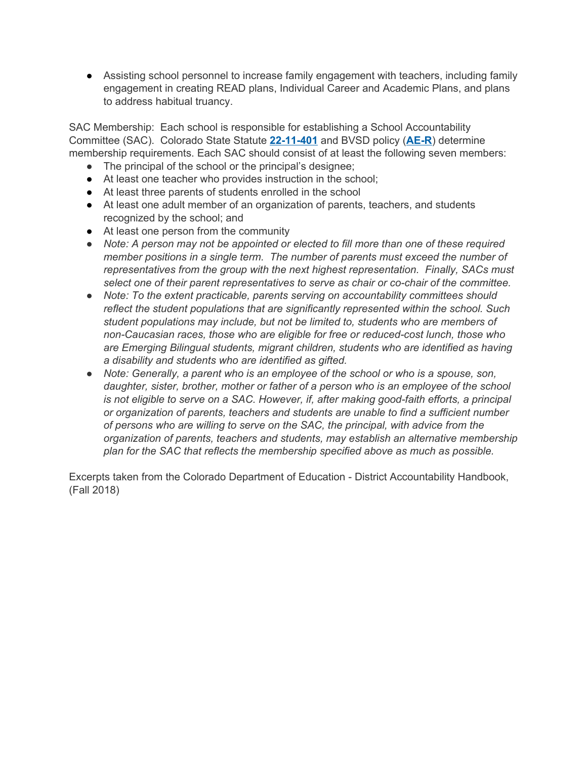- Assisting school personnel to increase family engagement with teachers, including family engagement in creating READ plans, Individual Career and Academic Plans, and plans to address habitual truancy.

SAC Membership: Each school is responsible for establishing a School Accountability Committee (SAC). Colorado State Statute **22-11-401** and BVSD policy (**AE-R**) determine membership requirements. Each SAC should consist of at least the following seven members:

- The principal of the school or the principal's designee;
- At least one teacher who provides instruction in the school;
- At least three parents of students enrolled in the school
- At least one adult member of an organization of parents, teachers, and students recognized by the school; and
- At least one person from the community
- *Note: A person may not be appointed or elected to fill more than one of these required member positions in a single term. The number of parents must exceed the number of representatives from the group with the next highest representation. Finally, SACs must select one of their parent representatives to serve as chair or co-chair of the committee.*
- *Note: To the extent practicable, parents serving on accountability committees should reflect the student populations that are significantly represented within the school. Such student populations may include, but not be limited to, students who are members of non-Caucasian races, those who are eligible for free or reduced-cost lunch, those who are Emerging Bilingual students, migrant children, students who are identified as having a disability and students who are identified as gifted.*
- *Note: Generally, a parent who is an employee of the school or who is a spouse, son, daughter, sister, brother, mother or father of a person who is an employee of the school is not eligible to serve on a SAC. However, if, after making good-faith efforts, a principal or organization of parents, teachers and students are unable to find a sufficient number of persons who are willing to serve on the SAC, the principal, with advice from the organization of parents, teachers and students, may establish an alternative membership plan for the SAC that reflects the membership specified above as much as possible.*

Excerpts taken from the Colorado Department of Education - District Accountability Handbook, (Fall 2018)